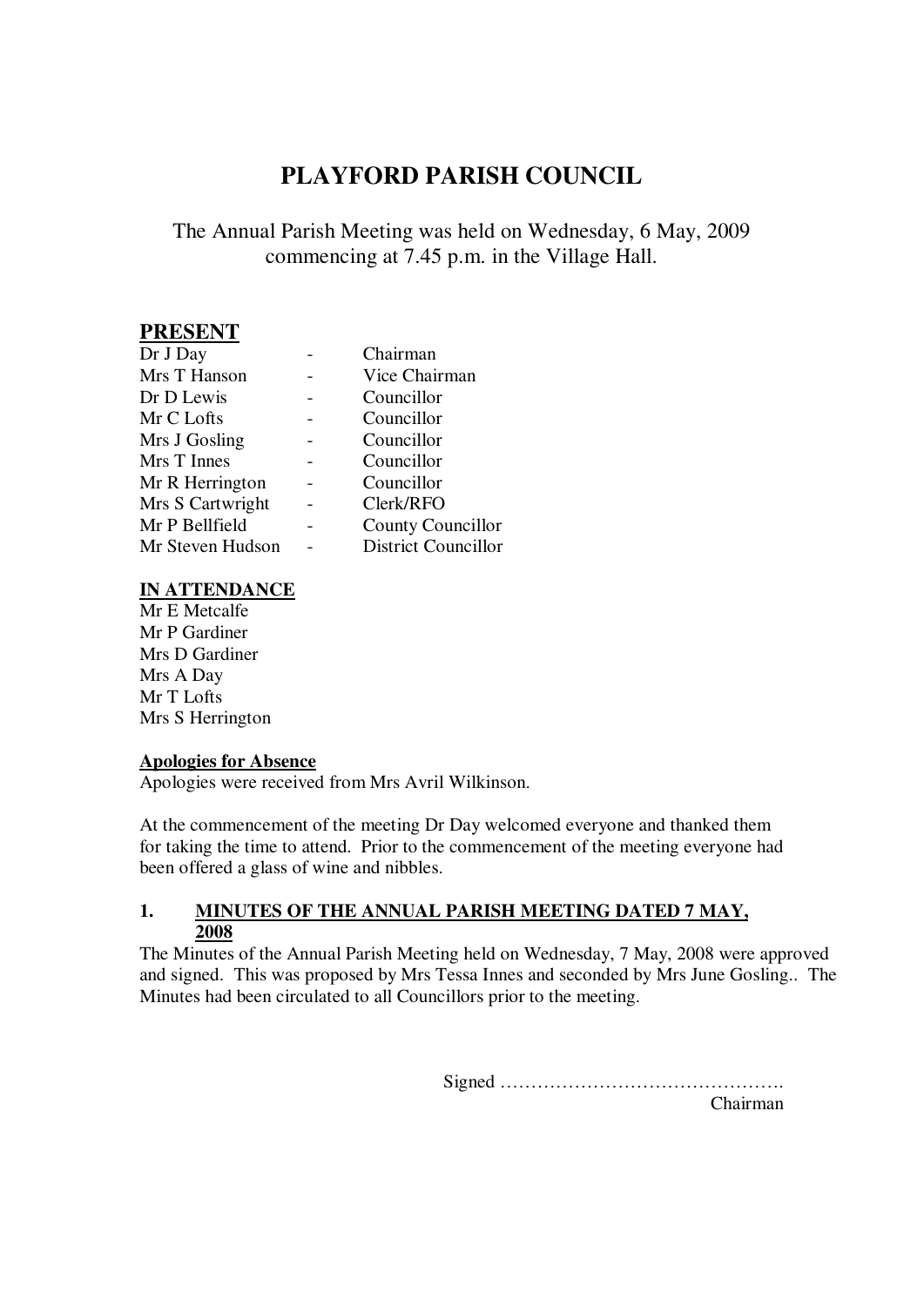# PLAYFORD PARISH COUNCIL

The Annual Parish Meeting was held on Wednesday, 6 May, 2009 commencing at 7.45 p.m. in the Village Hall.

## PRESENT

| | | |
|---|---|---|
| Dr J Day | - | Chairman |
| Mrs T Hanson | - | Vice Chairman |
| Dr D Lewis | - | Councillor |
| Mr C Lofts | - | Councillor |
| Mrs J Gosling | - | Councillor |
| Mrs T Innes | - | Councillor |
| Mr R Herrington | - | Councillor |
| Mrs S Cartwright | - | Clerk/RFO |
| Mr P Bellfield | - | County Councillor |
| Mr Steven Hudson | - | District Councillor |

**IN ATTENDANCE**

Mr E Metcalfe
Mr P Gardiner
Mrs D Gardiner
Mrs A Day
Mr T Lofts
Mrs S Herrington

**Apologies for Absence**

Apologies were received from Mrs Avril Wilkinson.

At the commencement of the meeting Dr Day welcomed everyone and thanked them for taking the time to attend. Prior to the commencement of the meeting everyone had been offered a glass of wine and nibbles.

### 1. MINUTES OF THE ANNUAL PARISH MEETING DATED 7 MAY, 2008

The Minutes of the Annual Parish Meeting held on Wednesday, 7 May, 2008 were approved and signed. This was proposed by Mrs Tessa Innes and seconded by Mrs June Gosling.. The Minutes had been circulated to all Councillors prior to the meeting.

Signed ……………………………………….
Chairman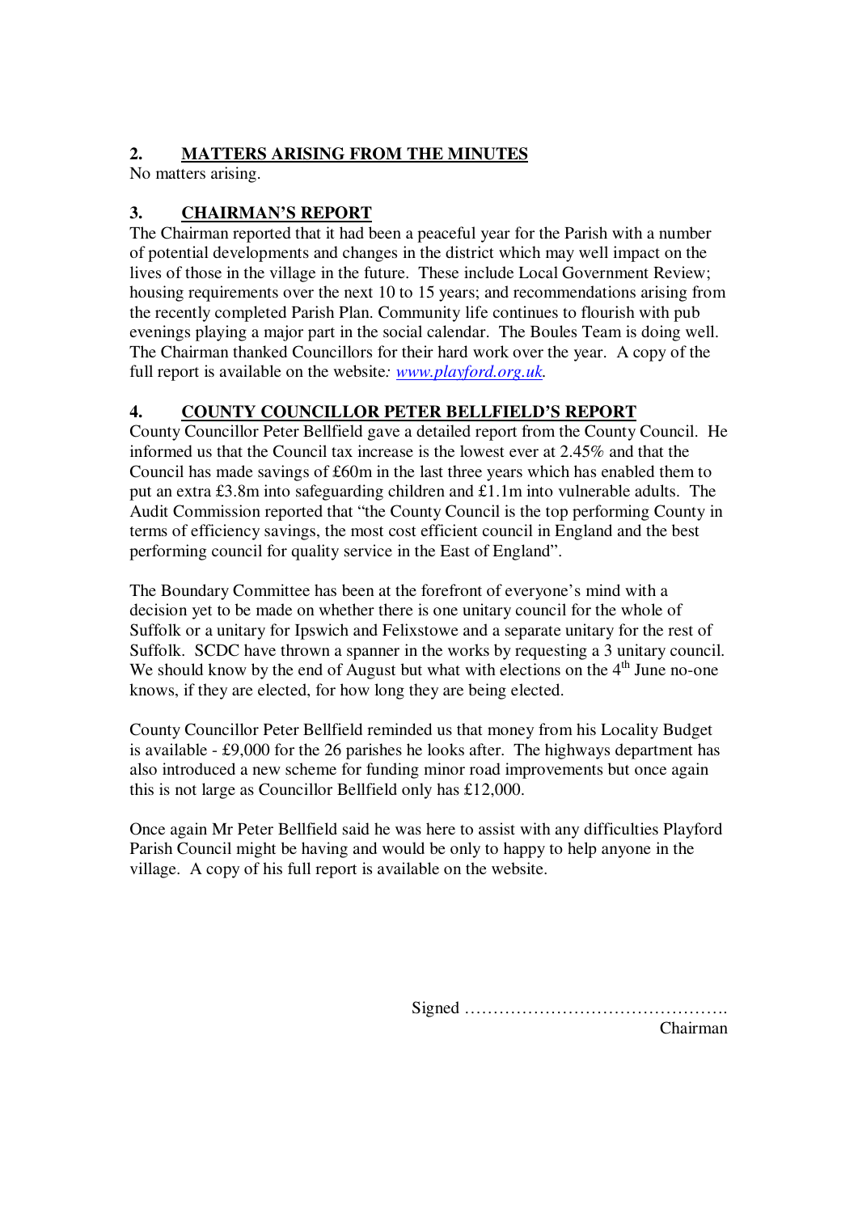## 2. MATTERS ARISING FROM THE MINUTES

No matters arising.

## 3. CHAIRMAN'S REPORT

The Chairman reported that it had been a peaceful year for the Parish with a number of potential developments and changes in the district which may well impact on the lives of those in the village in the future. These include Local Government Review; housing requirements over the next 10 to 15 years; and recommendations arising from the recently completed Parish Plan. Community life continues to flourish with pub evenings playing a major part in the social calendar. The Boules Team is doing well. The Chairman thanked Councillors for their hard work over the year. A copy of the full report is available on the website*: [www.playford.org.uk](http://www.playford.org.uk)*.

## 4. COUNTY COUNCILLOR PETER BELLFIELD'S REPORT

County Councillor Peter Bellfield gave a detailed report from the County Council. He informed us that the Council tax increase is the lowest ever at 2.45% and that the Council has made savings of £60m in the last three years which has enabled them to put an extra £3.8m into safeguarding children and £1.1m into vulnerable adults. The Audit Commission reported that "the County Council is the top performing County in terms of efficiency savings, the most cost efficient council in England and the best performing council for quality service in the East of England".

The Boundary Committee has been at the forefront of everyone's mind with a decision yet to be made on whether there is one unitary council for the whole of Suffolk or a unitary for Ipswich and Felixstowe and a separate unitary for the rest of Suffolk. SCDC have thrown a spanner in the works by requesting a 3 unitary council. We should know by the end of August but what with elections on the 4th June no-one knows, if they are elected, for how long they are being elected.

County Councillor Peter Bellfield reminded us that money from his Locality Budget is available - £9,000 for the 26 parishes he looks after. The highways department has also introduced a new scheme for funding minor road improvements but once again this is not large as Councillor Bellfield only has £12,000.

Once again Mr Peter Bellfield said he was here to assist with any difficulties Playford Parish Council might be having and would be only to happy to help anyone in the village. A copy of his full report is available on the website.

Signed ……………………………………….
Chairman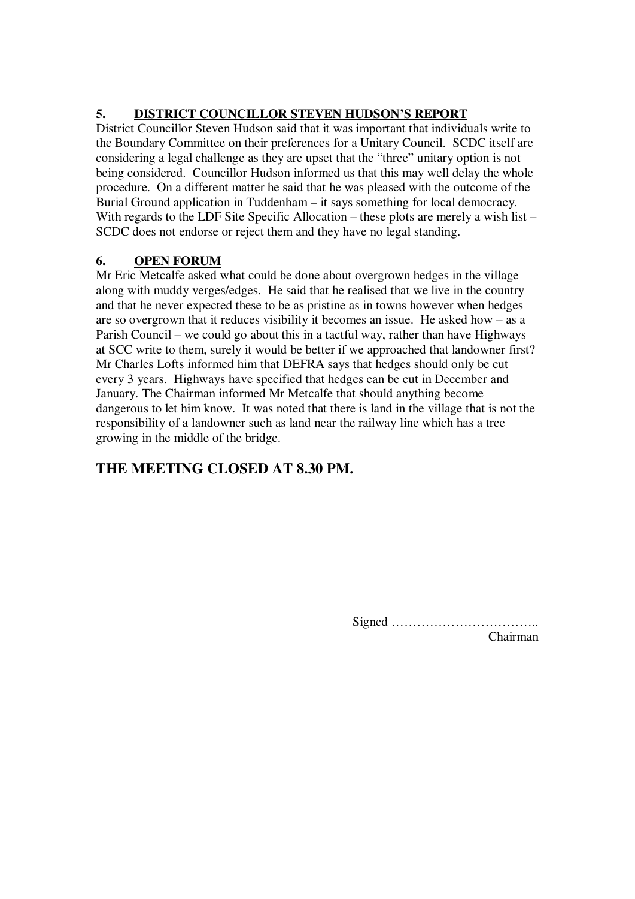## 5. DISTRICT COUNCILLOR STEVEN HUDSON'S REPORT

District Councillor Steven Hudson said that it was important that individuals write to the Boundary Committee on their preferences for a Unitary Council. SCDC itself are considering a legal challenge as they are upset that the "three" unitary option is not being considered. Councillor Hudson informed us that this may well delay the whole procedure. On a different matter he said that he was pleased with the outcome of the Burial Ground application in Tuddenham – it says something for local democracy. With regards to the LDF Site Specific Allocation – these plots are merely a wish list – SCDC does not endorse or reject them and they have no legal standing.

## 6. OPEN FORUM

Mr Eric Metcalfe asked what could be done about overgrown hedges in the village along with muddy verges/edges. He said that he realised that we live in the country and that he never expected these to be as pristine as in towns however when hedges are so overgrown that it reduces visibility it becomes an issue. He asked how – as a Parish Council – we could go about this in a tactful way, rather than have Highways at SCC write to them, surely it would be better if we approached that landowner first? Mr Charles Lofts informed him that DEFRA says that hedges should only be cut every 3 years. Highways have specified that hedges can be cut in December and January. The Chairman informed Mr Metcalfe that should anything become dangerous to let him know. It was noted that there is land in the village that is not the responsibility of a landowner such as land near the railway line which has a tree growing in the middle of the bridge.

## THE MEETING CLOSED AT 8.30 PM.

Signed ……………………………..
Chairman